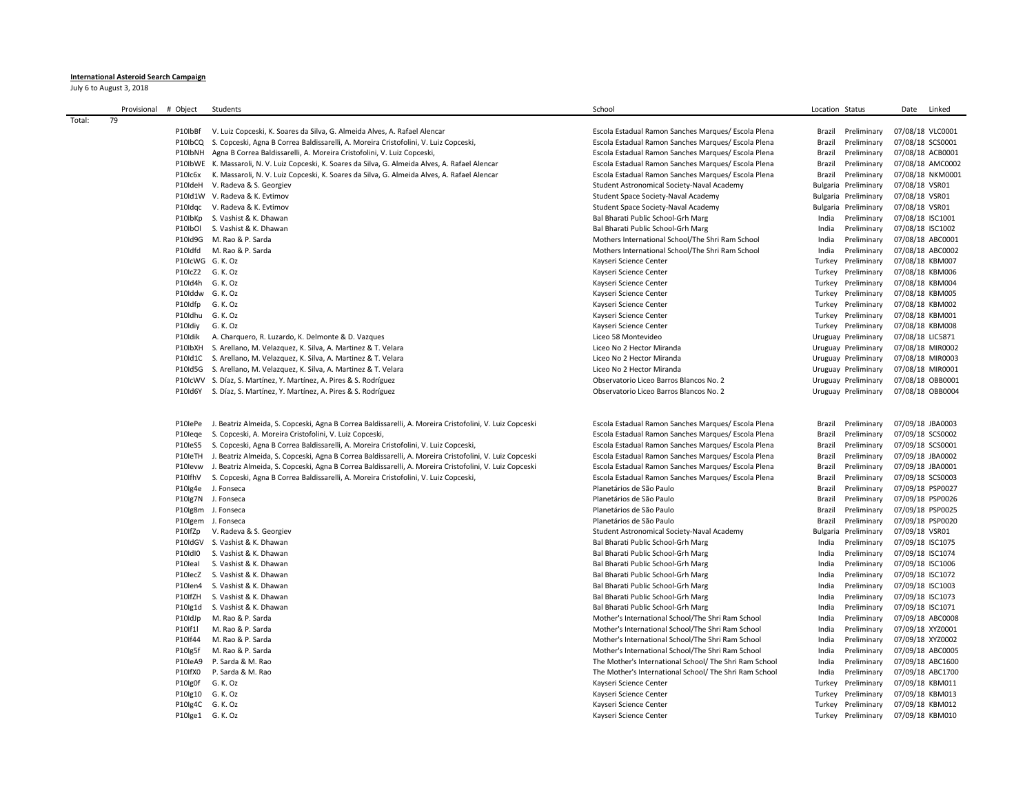**International Asteroid Search Campaign**

July 6 to August 3, 2018

| | Provisional | # Object | Students | School | Location | Status | Date | Linked |
|---|---|---|---|---|---|---|---|---|
| Total: | 79 | | | | | | | |
| | | P10lbBf | V. Luiz Copceski, K. Soares da Silva, G. Almeida Alves, A. Rafael Alencar | Escola Estadual Ramon Sanches Marques/ Escola Plena | Brazil | Preliminary | 07/08/18 | VLC0001 |
| | | P10lbCQ | S. Copceski, Agna B Correa Baldissarelli, A. Moreira Cristofolini, V. Luiz Copceski, | Escola Estadual Ramon Sanches Marques/ Escola Plena | Brazil | Preliminary | 07/08/18 | SCS0001 |
| | | P10lbNH | Agna B Correa Baldissarelli, A. Moreira Cristofolini, V. Luiz Copceski, | Escola Estadual Ramon Sanches Marques/ Escola Plena | Brazil | Preliminary | 07/08/18 | ACB0001 |
| | | P10lbWE | K. Massaroli, N. V. Luiz Copceski, K. Soares da Silva, G. Almeida Alves, A. Rafael Alencar | Escola Estadual Ramon Sanches Marques/ Escola Plena | Brazil | Preliminary | 07/08/18 | AMC0002 |
| | | P10lc6x | K. Massaroli, N. V. Luiz Copceski, K. Soares da Silva, G. Almeida Alves, A. Rafael Alencar | Escola Estadual Ramon Sanches Marques/ Escola Plena | Brazil | Preliminary | 07/08/18 | NKM0001 |
| | | P10ldeH | V. Radeva & S. Georgiev | Student Astronomical Society-Naval Academy | Bulgaria | Preliminary | 07/08/18 | VSR01 |
| | | P10ld1W | V. Radeva & K. Evtimov | Student Space Society-Naval Academy | Bulgaria | Preliminary | 07/08/18 | VSR01 |
| | | P10ldqc | V. Radeva & K. Evtimov | Student Space Society-Naval Academy | Bulgaria | Preliminary | 07/08/18 | VSR01 |
| | | P10lbKp | S. Vashist & K. Dhawan | Bal Bharati Public School-Grh Marg | India | Preliminary | 07/08/18 | ISC1001 |
| | | P10lbOl | S. Vashist & K. Dhawan | Bal Bharati Public School-Grh Marg | India | Preliminary | 07/08/18 | ISC1002 |
| | | P10ld9G | M. Rao & P. Sarda | Mothers International School/The Shri Ram School | India | Preliminary | 07/08/18 | ABC0001 |
| | | P10ldfd | M. Rao & P. Sarda | Mothers International School/The Shri Ram School | India | Preliminary | 07/08/18 | ABC0002 |
| | | P10lcWG | G. K. Oz | Kayseri Science Center | Turkey | Preliminary | 07/08/18 | KBM007 |
| | | P10lcZ2 | G. K. Oz | Kayseri Science Center | Turkey | Preliminary | 07/08/18 | KBM006 |
| | | P10ld4h | G. K. Oz | Kayseri Science Center | Turkey | Preliminary | 07/08/18 | KBM004 |
| | | P10lddw | G. K. Oz | Kayseri Science Center | Turkey | Preliminary | 07/08/18 | KBM005 |
| | | P10ldfp | G. K. Oz | Kayseri Science Center | Turkey | Preliminary | 07/08/18 | KBM002 |
| | | P10ldhu | G. K. Oz | Kayseri Science Center | Turkey | Preliminary | 07/08/18 | KBM001 |
| | | P10ldiy | G. K. Oz | Kayseri Science Center | Turkey | Preliminary | 07/08/18 | KBM008 |
| | | P10ldik | A. Charquero, R. Luzardo, K. Delmonte & D. Vazques | Liceo 58 Montevideo | Uruguay | Preliminary | 07/08/18 | LIC5871 |
| | | P10lbXH | S. Arellano, M. Velazquez, K. Silva, A. Martinez & T. Velara | Liceo No 2 Hector Miranda | Uruguay | Preliminary | 07/08/18 | MIR0002 |
| | | P10ld1C | S. Arellano, M. Velazquez, K. Silva, A. Martinez & T. Velara | Liceo No 2 Hector Miranda | Uruguay | Preliminary | 07/08/18 | MIR0003 |
| | | P10ld5G | S. Arellano, M. Velazquez, K. Silva, A. Martinez & T. Velara | Liceo No 2 Hector Miranda | Uruguay | Preliminary | 07/08/18 | MIR0001 |
| | | P10lcWV | S. Díaz, S. Martínez, Y. Martínez, A. Pires & S. Rodríguez | Observatorio Liceo Barros Blancos No. 2 | Uruguay | Preliminary | 07/08/18 | OBB0001 |
| | | P10ld6Y | S. Díaz, S. Martínez, Y. Martínez, A. Pires & S. Rodríguez | Observatorio Liceo Barros Blancos No. 2 | Uruguay | Preliminary | 07/08/18 | OBB0004 |
| | | P10lePe | J. Beatriz Almeida, S. Copceski, Agna B Correa Baldissarelli, A. Moreira Cristofolini, V. Luiz Copceski | Escola Estadual Ramon Sanches Marques/ Escola Plena | Brazil | Preliminary | 07/09/18 | JBA0003 |
| | | P10leqe | S. Copceski, A. Moreira Cristofolini, V. Luiz Copceski, | Escola Estadual Ramon Sanches Marques/ Escola Plena | Brazil | Preliminary | 07/09/18 | SCS0002 |
| | | P10leS5 | S. Copceski, Agna B Correa Baldissarelli, A. Moreira Cristofolini, V. Luiz Copceski, | Escola Estadual Ramon Sanches Marques/ Escola Plena | Brazil | Preliminary | 07/09/18 | SCS0001 |
| | | P10leTH | J. Beatriz Almeida, S. Copceski, Agna B Correa Baldissarelli, A. Moreira Cristofolini, V. Luiz Copceski | Escola Estadual Ramon Sanches Marques/ Escola Plena | Brazil | Preliminary | 07/09/18 | JBA0002 |
| | | P10levw | J. Beatriz Almeida, S. Copceski, Agna B Correa Baldissarelli, A. Moreira Cristofolini, V. Luiz Copceski | Escola Estadual Ramon Sanches Marques/ Escola Plena | Brazil | Preliminary | 07/09/18 | JBA0001 |
| | | P10lfhV | S. Copceski, Agna B Correa Baldissarelli, A. Moreira Cristofolini, V. Luiz Copceski, | Escola Estadual Ramon Sanches Marques/ Escola Plena | Brazil | Preliminary | 07/09/18 | SCS0003 |
| | | P10lg4e | J. Fonseca | Planetários de São Paulo | Brazil | Preliminary | 07/09/18 | PSP0027 |
| | | P10lg7N | J. Fonseca | Planetários de São Paulo | Brazil | Preliminary | 07/09/18 | PSP0026 |
| | | P10lg8m | J. Fonseca | Planetários de São Paulo | Brazil | Preliminary | 07/09/18 | PSP0025 |
| | | P10lgem | J. Fonseca | Planetários de São Paulo | Brazil | Preliminary | 07/09/18 | PSP0020 |
| | | P10lfZp | V. Radeva & S. Georgiev | Student Astronomical Society-Naval Academy | Bulgaria | Preliminary | 07/09/18 | VSR01 |
| | | P10ldGV | S. Vashist & K. Dhawan | Bal Bharati Public School-Grh Marg | India | Preliminary | 07/09/18 | ISC1075 |
| | | P10ldl0 | S. Vashist & K. Dhawan | Bal Bharati Public School-Grh Marg | India | Preliminary | 07/09/18 | ISC1074 |
| | | P10leal | S. Vashist & K. Dhawan | Bal Bharati Public School-Grh Marg | India | Preliminary | 07/09/18 | ISC1006 |
| | | P10lecZ | S. Vashist & K. Dhawan | Bal Bharati Public School-Grh Marg | India | Preliminary | 07/09/18 | ISC1072 |
| | | P10len4 | S. Vashist & K. Dhawan | Bal Bharati Public School-Grh Marg | India | Preliminary | 07/09/18 | ISC1003 |
| | | P10lfZH | S. Vashist & K. Dhawan | Bal Bharati Public School-Grh Marg | India | Preliminary | 07/09/18 | ISC1073 |
| | | P10lg1d | S. Vashist & K. Dhawan | Bal Bharati Public School-Grh Marg | India | Preliminary | 07/09/18 | ISC1071 |
| | | P10ldJp | M. Rao & P. Sarda | Mother's International School/The Shri Ram School | India | Preliminary | 07/09/18 | ABC0008 |
| | | P10lf1l | M. Rao & P. Sarda | Mother's International School/The Shri Ram School | India | Preliminary | 07/09/18 | XYZ0001 |
| | | P10lf44 | M. Rao & P. Sarda | Mother's International School/The Shri Ram School | India | Preliminary | 07/09/18 | XYZ0002 |
| | | P10lg5f | M. Rao & P. Sarda | Mother's International School/The Shri Ram School | India | Preliminary | 07/09/18 | ABC0005 |
| | | P10leA9 | P. Sarda & M. Rao | The Mother's International School/ The Shri Ram School | India | Preliminary | 07/09/18 | ABC1600 |
| | | P10lfX0 | P. Sarda & M. Rao | The Mother's International School/ The Shri Ram School | India | Preliminary | 07/09/18 | ABC1700 |
| | | P10lg0f | G. K. Oz | Kayseri Science Center | Turkey | Preliminary | 07/09/18 | KBM011 |
| | | P10lg10 | G. K. Oz | Kayseri Science Center | Turkey | Preliminary | 07/09/18 | KBM013 |
| | | P10lg4C | G. K. Oz | Kayseri Science Center | Turkey | Preliminary | 07/09/18 | KBM012 |
| | | P10lge1 | G. K. Oz | Kayseri Science Center | Turkey | Preliminary | 07/09/18 | KBM010 |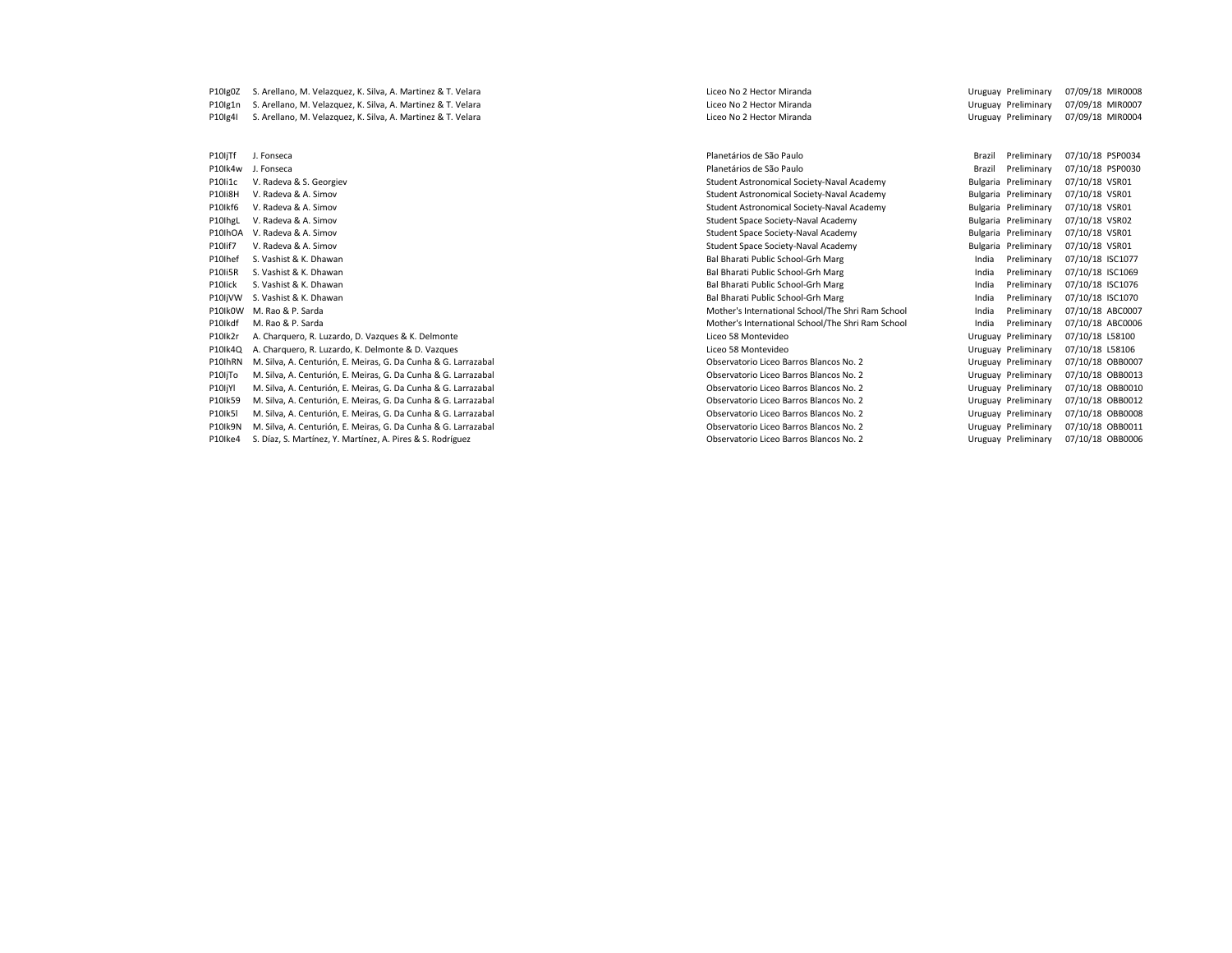| | | | | | | |
|---|---|---|---|---|---|---|
| P10Ig0Z | S. Arellano, M. Velazquez, K. Silva, A. Martinez & T. Velara | Liceo No 2 Hector Miranda | Uruguay | Preliminary | 07/09/18 | MIR0008 |
| P10Ig1n | S. Arellano, M. Velazquez, K. Silva, A. Martinez & T. Velara | Liceo No 2 Hector Miranda | Uruguay | Preliminary | 07/09/18 | MIR0007 |
| P10Ig4I | S. Arellano, M. Velazquez, K. Silva, A. Martinez & T. Velara | Liceo No 2 Hector Miranda | Uruguay | Preliminary | 07/09/18 | MIR0004 |
| | | | | | | |
| P10IjTf | J. Fonseca | Planetários de São Paulo | Brazil | Preliminary | 07/10/18 | PSP0034 |
| P10Ik4w | J. Fonseca | Planetários de São Paulo | Brazil | Preliminary | 07/10/18 | PSP0030 |
| P10Ii1c | V. Radeva & S. Georgiev | Student Astronomical Society-Naval Academy | Bulgaria | Preliminary | 07/10/18 | VSR01 |
| P10Ii8H | V. Radeva & A. Simov | Student Astronomical Society-Naval Academy | Bulgaria | Preliminary | 07/10/18 | VSR01 |
| P10Ikf6 | V. Radeva & A. Simov | Student Astronomical Society-Naval Academy | Bulgaria | Preliminary | 07/10/18 | VSR01 |
| P10IhgL | V. Radeva & A. Simov | Student Space Society-Naval Academy | Bulgaria | Preliminary | 07/10/18 | VSR02 |
| P10IhOA | V. Radeva & A. Simov | Student Space Society-Naval Academy | Bulgaria | Preliminary | 07/10/18 | VSR01 |
| P10Iif7 | V. Radeva & A. Simov | Student Space Society-Naval Academy | Bulgaria | Preliminary | 07/10/18 | VSR01 |
| P10Ihef | S. Vashist & K. Dhawan | Bal Bharati Public School-Grh Marg | India | Preliminary | 07/10/18 | ISC1077 |
| P10Ii5R | S. Vashist & K. Dhawan | Bal Bharati Public School-Grh Marg | India | Preliminary | 07/10/18 | ISC1069 |
| P10Iick | S. Vashist & K. Dhawan | Bal Bharati Public School-Grh Marg | India | Preliminary | 07/10/18 | ISC1076 |
| P10IjVW | S. Vashist & K. Dhawan | Bal Bharati Public School-Grh Marg | India | Preliminary | 07/10/18 | ISC1070 |
| P10Ik0W | M. Rao & P. Sarda | Mother's International School/The Shri Ram School | India | Preliminary | 07/10/18 | ABC0007 |
| P10Ikdf | M. Rao & P. Sarda | Mother's International School/The Shri Ram School | India | Preliminary | 07/10/18 | ABC0006 |
| P10Ik2r | A. Charquero, R. Luzardo, D. Vazques & K. Delmonte | Liceo 58 Montevideo | Uruguay | Preliminary | 07/10/18 | L58100 |
| P10Ik4Q | A. Charquero, R. Luzardo, K. Delmonte & D. Vazques | Liceo 58 Montevideo | Uruguay | Preliminary | 07/10/18 | L58106 |
| P10IhRN | M. Silva, A. Centurión, E. Meiras, G. Da Cunha & G. Larrazabal | Observatorio Liceo Barros Blancos No. 2 | Uruguay | Preliminary | 07/10/18 | OBB0007 |
| P10IjTo | M. Silva, A. Centurión, E. Meiras, G. Da Cunha & G. Larrazabal | Observatorio Liceo Barros Blancos No. 2 | Uruguay | Preliminary | 07/10/18 | OBB0013 |
| P10IjYl | M. Silva, A. Centurión, E. Meiras, G. Da Cunha & G. Larrazabal | Observatorio Liceo Barros Blancos No. 2 | Uruguay | Preliminary | 07/10/18 | OBB0010 |
| P10Ik59 | M. Silva, A. Centurión, E. Meiras, G. Da Cunha & G. Larrazabal | Observatorio Liceo Barros Blancos No. 2 | Uruguay | Preliminary | 07/10/18 | OBB0012 |
| P10Ik5l | M. Silva, A. Centurión, E. Meiras, G. Da Cunha & G. Larrazabal | Observatorio Liceo Barros Blancos No. 2 | Uruguay | Preliminary | 07/10/18 | OBB0008 |
| P10Ik9N | M. Silva, A. Centurión, E. Meiras, G. Da Cunha & G. Larrazabal | Observatorio Liceo Barros Blancos No. 2 | Uruguay | Preliminary | 07/10/18 | OBB0011 |
| P10Ike4 | S. Díaz, S. Martínez, Y. Martínez, A. Pires & S. Rodríguez | Observatorio Liceo Barros Blancos No. 2 | Uruguay | Preliminary | 07/10/18 | OBB0006 |